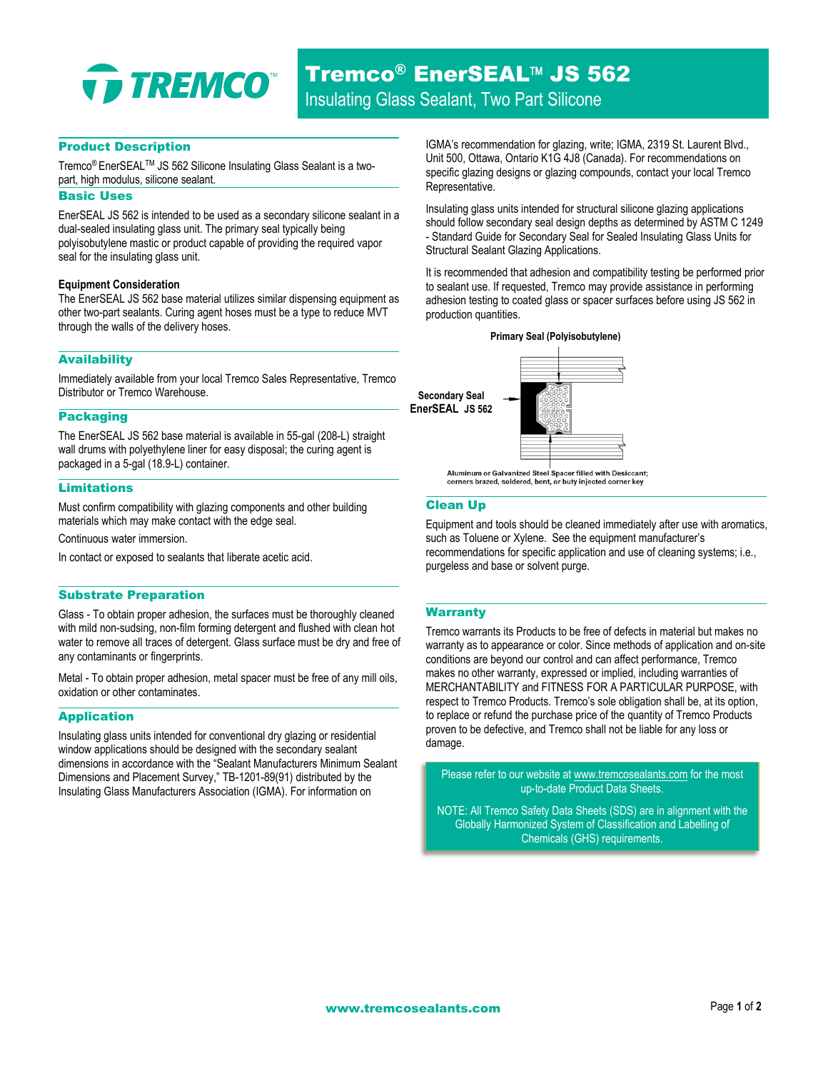# Tremco® EnerSEAL™ JS 562

Insulating Glass Sealant, Two Part Silicone

## Product Description

Tremco® EnerSEAL™ JS 562 Silicone Insulating Glass Sealant is a two-part, high modulus, silicone sealant.

## Basic Uses

EnerSEAL JS 562 is intended to be used as a secondary silicone sealant in a dual-sealed insulating glass unit. The primary seal typically being polyisobutylene mastic or product capable of providing the required vapor seal for the insulating glass unit.

**Equipment Consideration**

The EnerSEAL JS 562 base material utilizes similar dispensing equipment as other two-part sealants. Curing agent hoses must be a type to reduce MVT through the walls of the delivery hoses.

## Availability

Immediately available from your local Tremco Sales Representative, Tremco Distributor or Tremco Warehouse.

## Packaging

The EnerSEAL JS 562 base material is available in 55-gal (208-L) straight wall drums with polyethylene liner for easy disposal; the curing agent is packaged in a 5-gal (18.9-L) container.

## Limitations

Must confirm compatibility with glazing components and other building materials which may make contact with the edge seal.

Continuous water immersion.

In contact or exposed to sealants that liberate acetic acid.

## Substrate Preparation

Glass - To obtain proper adhesion, the surfaces must be thoroughly cleaned with mild non-sudsing, non-film forming detergent and flushed with clean hot water to remove all traces of detergent. Glass surface must be dry and free of any contaminants or fingerprints.

Metal - To obtain proper adhesion, metal spacer must be free of any mill oils, oxidation or other contaminates.

## Application

Insulating glass units intended for conventional dry glazing or residential window applications should be designed with the secondary sealant dimensions in accordance with the "Sealant Manufacturers Minimum Sealant Dimensions and Placement Survey," TB-1201-89(91) distributed by the Insulating Glass Manufacturers Association (IGMA). For information on IGMA's recommendation for glazing, write; IGMA, 2319 St. Laurent Blvd., Unit 500, Ottawa, Ontario K1G 4J8 (Canada). For recommendations on specific glazing designs or glazing compounds, contact your local Tremco Representative.

Insulating glass units intended for structural silicone glazing applications should follow secondary seal design depths as determined by ASTM C 1249 - Standard Guide for Secondary Seal for Sealed Insulating Glass Units for Structural Sealant Glazing Applications.

It is recommended that adhesion and compatibility testing be performed prior to sealant use. If requested, Tremco may provide assistance in performing adhesion testing to coated glass or spacer surfaces before using JS 562 in production quantities.

Primary Seal (Polyisobutylene)

Secondary Seal EnerSEAL JS 562

Aluminum or Galvanized Steel Spacer filled with Desiccant; corners brazed, soldered, bent, or buty injected corner key

## Clean Up

Equipment and tools should be cleaned immediately after use with aromatics, such as Toluene or Xylene. See the equipment manufacturer's recommendations for specific application and use of cleaning systems; i.e., purgeless and base or solvent purge.

## Warranty

Tremco warrants its Products to be free of defects in material but makes no warranty as to appearance or color. Since methods of application and on-site conditions are beyond our control and can affect performance, Tremco makes no other warranty, expressed or implied, including warranties of MERCHANTABILITY and FITNESS FOR A PARTICULAR PURPOSE, with respect to Tremco Products. Tremco's sole obligation shall be, at its option, to replace or refund the purchase price of the quantity of Tremco Products proven to be defective, and Tremco shall not be liable for any loss or damage.

Please refer to our website at www.tremcosealants.com for the most up-to-date Product Data Sheets.

NOTE: All Tremco Safety Data Sheets (SDS) are in alignment with the Globally Harmonized System of Classification and Labelling of Chemicals (GHS) requirements.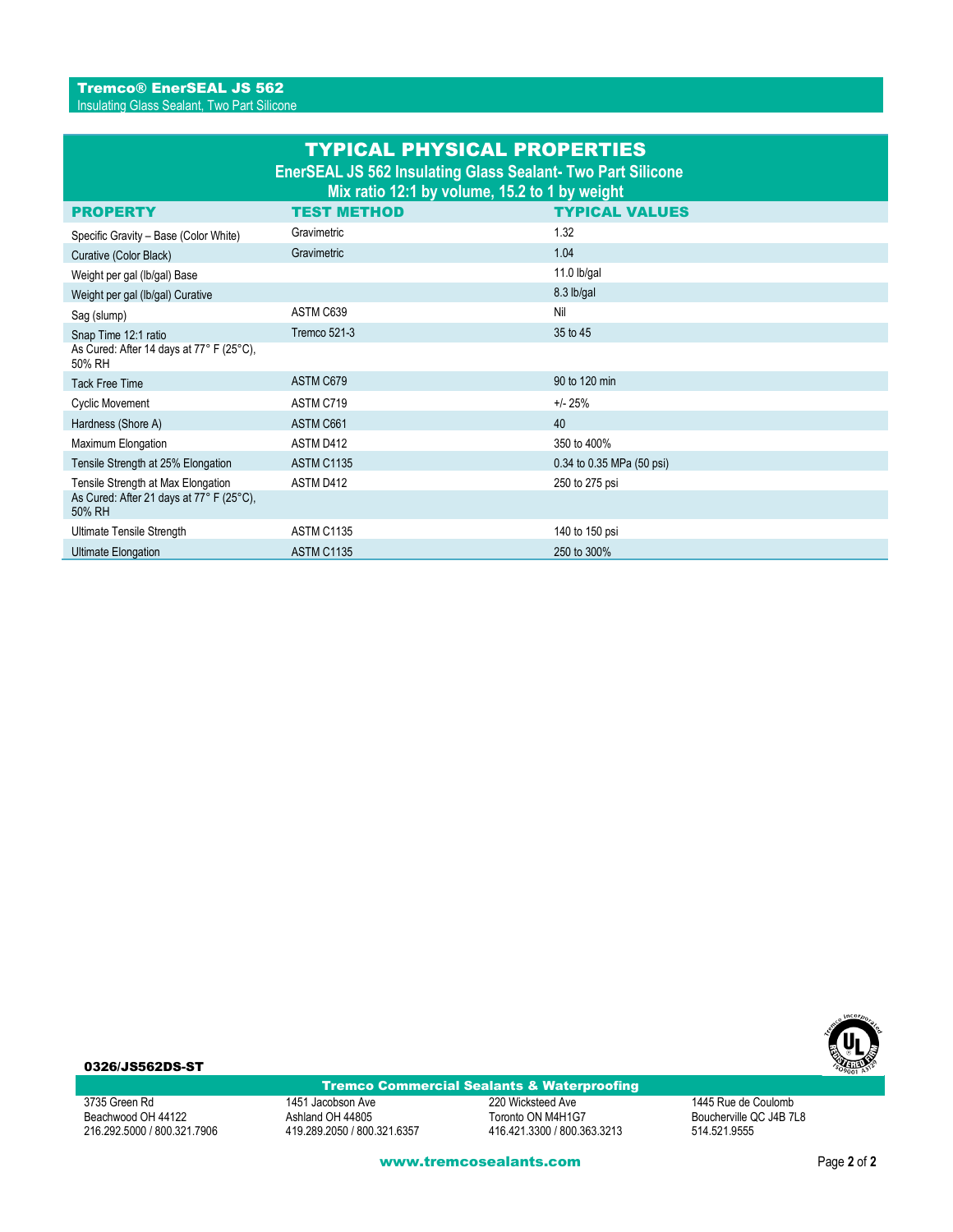## TYPICAL PHYSICAL PROPERTIES

**EnerSEAL JS 562 Insulating Glass Sealant- Two Part Silicone**
**Mix ratio 12:1 by volume, 15.2 to 1 by weight**

| PROPERTY | TEST METHOD | TYPICAL VALUES |
|---|---|---|
| Specific Gravity – Base (Color White) | Gravimetric | 1.32 |
| Curative (Color Black) | Gravimetric | 1.04 |
| Weight per gal (lb/gal) Base | | 11.0 lb/gal |
| Weight per gal (lb/gal) Curative | | 8.3 lb/gal |
| Sag (slump) | ASTM C639 | Nil |
| Snap Time 12:1 ratio | Tremco 521-3 | 35 to 45 |
| As Cured: After 14 days at 77° F (25°C), 50% RH | | |
| Tack Free Time | ASTM C679 | 90 to 120 min |
| Cyclic Movement | ASTM C719 | +/- 25% |
| Hardness (Shore A) | ASTM C661 | 40 |
| Maximum Elongation | ASTM D412 | 350 to 400% |
| Tensile Strength at 25% Elongation | ASTM C1135 | 0.34 to 0.35 MPa (50 psi) |
| Tensile Strength at Max Elongation | ASTM D412 | 250 to 275 psi |
| As Cured: After 21 days at 77° F (25°C), 50% RH | | |
| Ultimate Tensile Strength | ASTM C1135 | 140 to 150 psi |
| Ultimate Elongation | ASTM C1135 | 250 to 300% |

0326/JS562DS-ST

**Tremco Commercial Sealants & Waterproofing**

3735 Green Rd
Beachwood OH 44122
216.292.5000 / 800.321.7906

1451 Jacobson Ave
Ashland OH 44805
419.289.2050 / 800.321.6357

220 Wicksteed Ave
Toronto ON M4H1G7
416.421.3300 / 800.363.3213

1445 Rue de Coulomb
Boucherville QC J4B 7L8
514.521.9555

www.tremcosealants.com